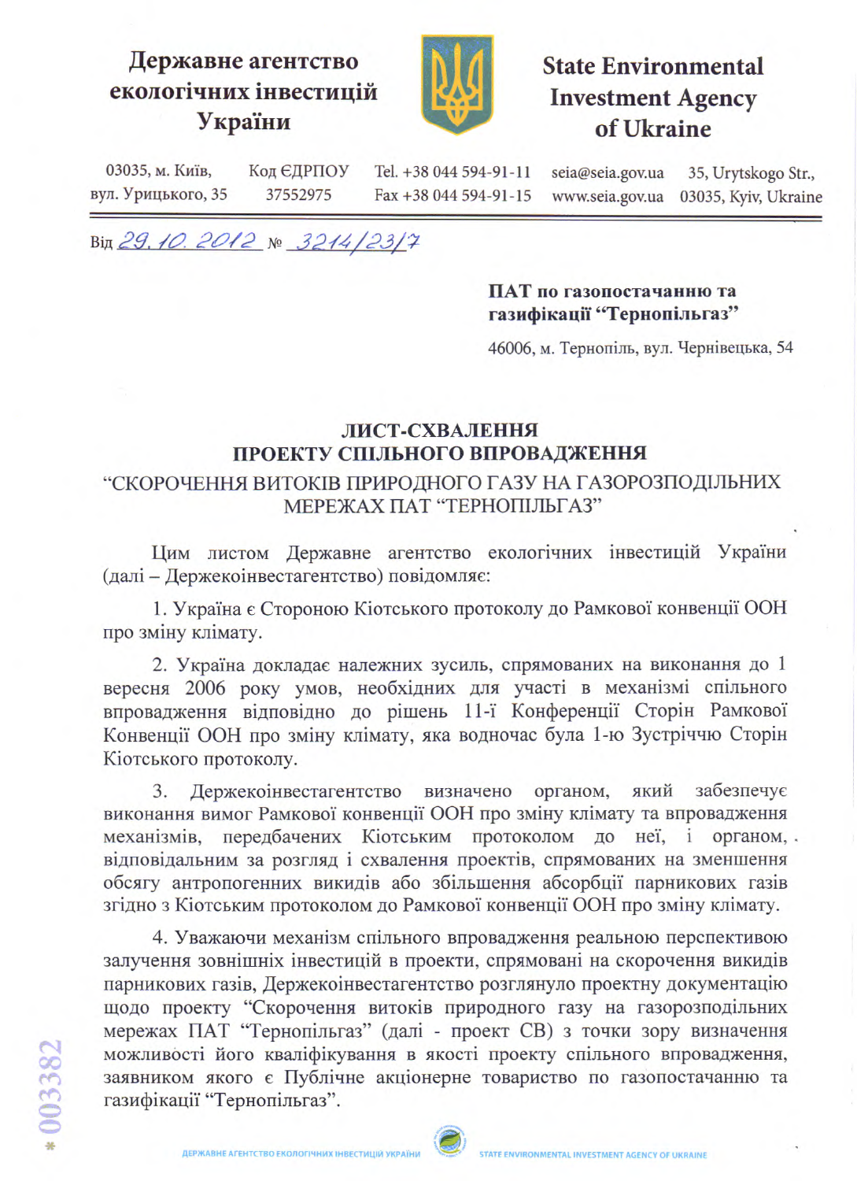**Державне агентство екологічних інвестицій України**

**State Environmental Investment Agency of Ukraine**

03035, м. Київ, вул. Урицького, 35 | Код ЄДРПОУ 37552975 | Tel. +38 044 594-91-11 Fax +38 044 594-91-15 | seia@seia.gov.ua www.seia.gov.ua | 35, Urytskogo Str., 03035, Kyiv, Ukraine

Від 29.10.2012 № 3214/23/7

**ПАТ по газопостачанню та газифікації "Тернопільгаз"**

46006, м. Тернопіль, вул. Чернівецька, 54

## ЛИСТ-СХВАЛЕННЯ ПРОЕКТУ СПІЛЬНОГО ВПРОВАДЖЕННЯ "СКОРОЧЕННЯ ВИТОКІВ ПРИРОДНОГО ГАЗУ НА ГАЗОРОЗПОДІЛЬНИХ МЕРЕЖАХ ПАТ "ТЕРНОПІЛЬГАЗ"

Цим листом Державне агентство екологічних інвестицій України (далі – Держекоінвестагентство) повідомляє:

1. Україна є Стороною Кіотського протоколу до Рамкової конвенції ООН про зміну клімату.

2. Україна докладає належних зусиль, спрямованих на виконання до 1 вересня 2006 року умов, необхідних для участі в механізмі спільного впровадження відповідно до рішень 11-ї Конференції Сторін Рамкової Конвенції ООН про зміну клімату, яка водночас була 1-ю Зустріччю Сторін Кіотського протоколу.

3. Держекоінвестагентство визначено органом, який забезпечує виконання вимог Рамкової конвенції ООН про зміну клімату та впровадження механізмів, передбачених Кіотським протоколом до неї, і органом, відповідальним за розгляд і схвалення проектів, спрямованих на зменшення обсягу антропогенних викидів або збільшення абсорбції парникових газів згідно з Кіотським протоколом до Рамкової конвенції ООН про зміну клімату.

4. Уважаючи механізм спільного впровадження реальною перспективою залучення зовнішніх інвестицій в проекти, спрямовані на скорочення викидів парникових газів, Держекоінвестагентство розглянуло проектну документацію щодо проекту "Скорочення витоків природного газу на газорозподільних мережах ПАТ "Тернопільгаз" (далі - проект СВ) з точки зору визначення можливості його кваліфікування в якості проекту спільного впровадження, заявником якого є Публічне акціонерне товариство по газопостачанню та газифікації "Тернопільгаз".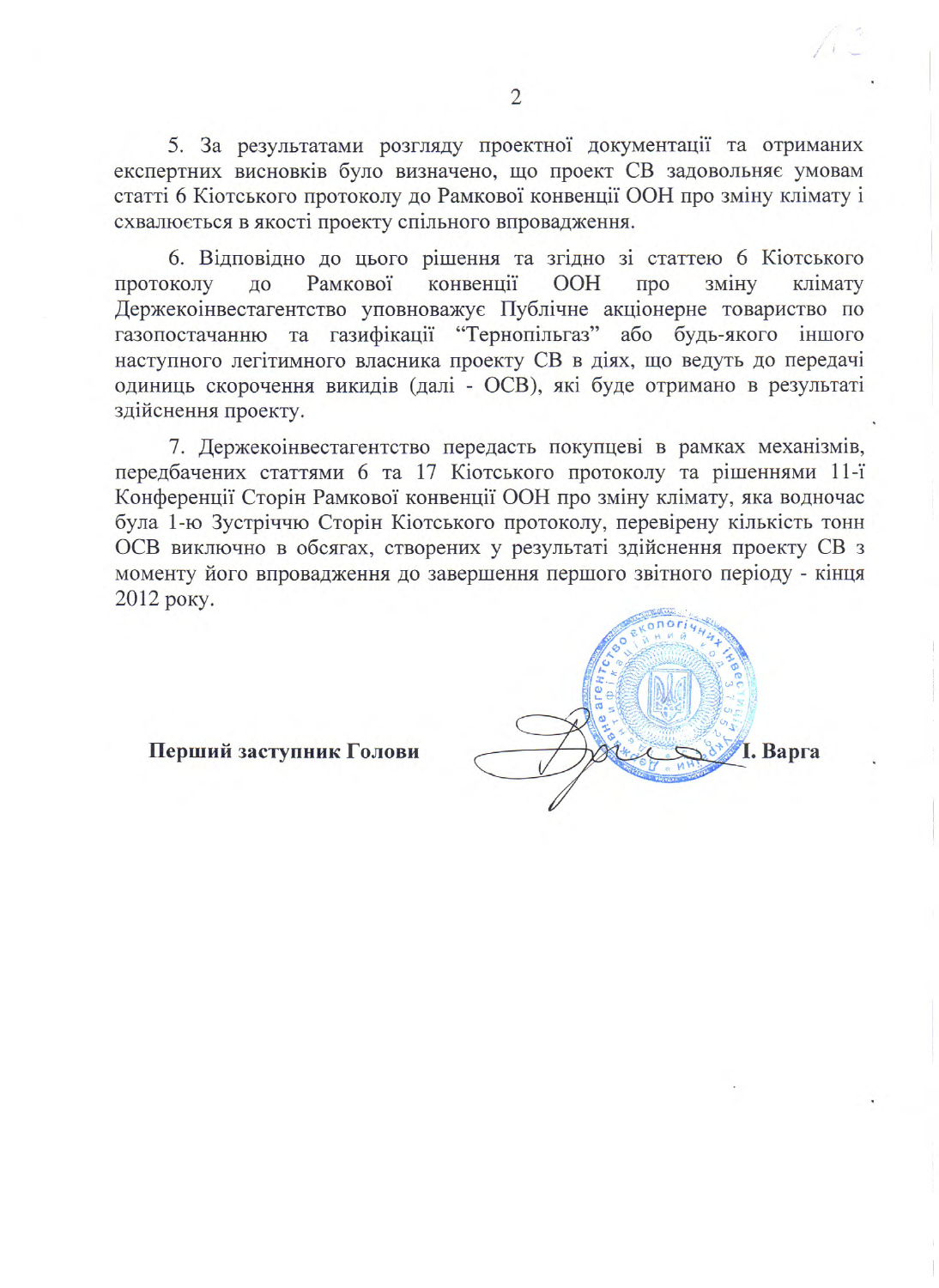5. За результатами розгляду проектної документації та отриманих експертних висновків було визначено, що проект СВ задовольняє умовам статті 6 Кіотського протоколу до Рамкової конвенції ООН про зміну клімату і схвалюється в якості проекту спільного впровадження.

6. Відповідно до цього рішення та згідно зі статтею 6 Кіотського протоколу до Рамкової конвенції ООН про зміну клімату Держекоінвестагентство уповноважує Публічне акціонерне товариство по газопостачанню та газифікації "Тернопільгаз" або будь-якого іншого наступного легітимного власника проекту СВ в діях, що ведуть до передачі одиниць скорочення викидів (далі - ОСВ), які буде отримано в результаті здійснення проекту.

7. Держекоінвестагентство передасть покупцеві в рамках механізмів, передбачених статтями 6 та 17 Кіотського протоколу та рішеннями 11-ї Конференції Сторін Рамкової конвенції ООН про зміну клімату, яка водночас була 1-ю Зустріччю Сторін Кіотського протоколу, перевірену кількість тонн ОСВ виключно в обсягах, створених у результаті здійснення проекту СВ з моменту його впровадження до завершення першого звітного періоду - кінця 2012 року.

**Перший заступник Голови** **І. Варга**